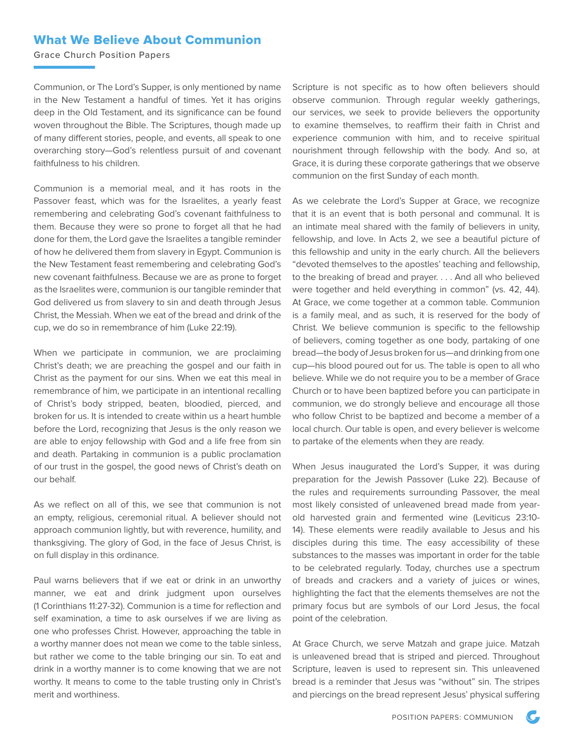# What We Believe About Communion

Grace Church Position Papers

Communion, or The Lord's Supper, is only mentioned by name in the New Testament a handful of times. Yet it has origins deep in the Old Testament, and its significance can be found woven throughout the Bible. The Scriptures, though made up of many different stories, people, and events, all speak to one overarching story—God's relentless pursuit of and covenant faithfulness to his children.

Communion is a memorial meal, and it has roots in the Passover feast, which was for the Israelites, a yearly feast remembering and celebrating God's covenant faithfulness to them. Because they were so prone to forget all that he had done for them, the Lord gave the Israelites a tangible reminder of how he delivered them from slavery in Egypt. Communion is the New Testament feast remembering and celebrating God's new covenant faithfulness. Because we are as prone to forget as the Israelites were, communion is our tangible reminder that God delivered us from slavery to sin and death through Jesus Christ, the Messiah. When we eat of the bread and drink of the cup, we do so in remembrance of him (Luke 22:19).

When we participate in communion, we are proclaiming Christ's death; we are preaching the gospel and our faith in Christ as the payment for our sins. When we eat this meal in remembrance of him, we participate in an intentional recalling of Christ's body stripped, beaten, bloodied, pierced, and broken for us. It is intended to create within us a heart humble before the Lord, recognizing that Jesus is the only reason we are able to enjoy fellowship with God and a life free from sin and death. Partaking in communion is a public proclamation of our trust in the gospel, the good news of Christ's death on our behalf.

As we reflect on all of this, we see that communion is not an empty, religious, ceremonial ritual. A believer should not approach communion lightly, but with reverence, humility, and thanksgiving. The glory of God, in the face of Jesus Christ, is on full display in this ordinance.

Paul warns believers that if we eat or drink in an unworthy manner, we eat and drink judgment upon ourselves (1 Corinthians 11:27-32). Communion is a time for reflection and self examination, a time to ask ourselves if we are living as one who professes Christ. However, approaching the table in a worthy manner does not mean we come to the table sinless, but rather we come to the table bringing our sin. To eat and drink in a worthy manner is to come knowing that we are not worthy. It means to come to the table trusting only in Christ's merit and worthiness.

Scripture is not specific as to how often believers should observe communion. Through regular weekly gatherings, our services, we seek to provide believers the opportunity to examine themselves, to reaffirm their faith in Christ and experience communion with him, and to receive spiritual nourishment through fellowship with the body. And so, at Grace, it is during these corporate gatherings that we observe communion on the first Sunday of each month.

As we celebrate the Lord's Supper at Grace, we recognize that it is an event that is both personal and communal. It is an intimate meal shared with the family of believers in unity, fellowship, and love. In Acts 2, we see a beautiful picture of this fellowship and unity in the early church. All the believers "devoted themselves to the apostles' teaching and fellowship, to the breaking of bread and prayer. . . . And all who believed were together and held everything in common" (vs. 42, 44). At Grace, we come together at a common table. Communion is a family meal, and as such, it is reserved for the body of Christ. We believe communion is specific to the fellowship of believers, coming together as one body, partaking of one bread—the body of Jesus broken for us—and drinking from one cup—his blood poured out for us. The table is open to all who believe. While we do not require you to be a member of Grace Church or to have been baptized before you can participate in communion, we do strongly believe and encourage all those who follow Christ to be baptized and become a member of a local church. Our table is open, and every believer is welcome to partake of the elements when they are ready.

When Jesus inaugurated the Lord's Supper, it was during preparation for the Jewish Passover (Luke 22). Because of the rules and requirements surrounding Passover, the meal most likely consisted of unleavened bread made from year-old harvested grain and fermented wine (Leviticus 23:10-14). These elements were readily available to Jesus and his disciples during this time. The easy accessibility of these substances to the masses was important in order for the table to be celebrated regularly. Today, churches use a spectrum of breads and crackers and a variety of juices or wines, highlighting the fact that the elements themselves are not the primary focus but are symbols of our Lord Jesus, the focal point of the celebration.

At Grace Church, we serve Matzah and grape juice. Matzah is unleavened bread that is striped and pierced. Throughout Scripture, leaven is used to represent sin. This unleavened bread is a reminder that Jesus was "without" sin. The stripes and piercings on the bread represent Jesus' physical suffering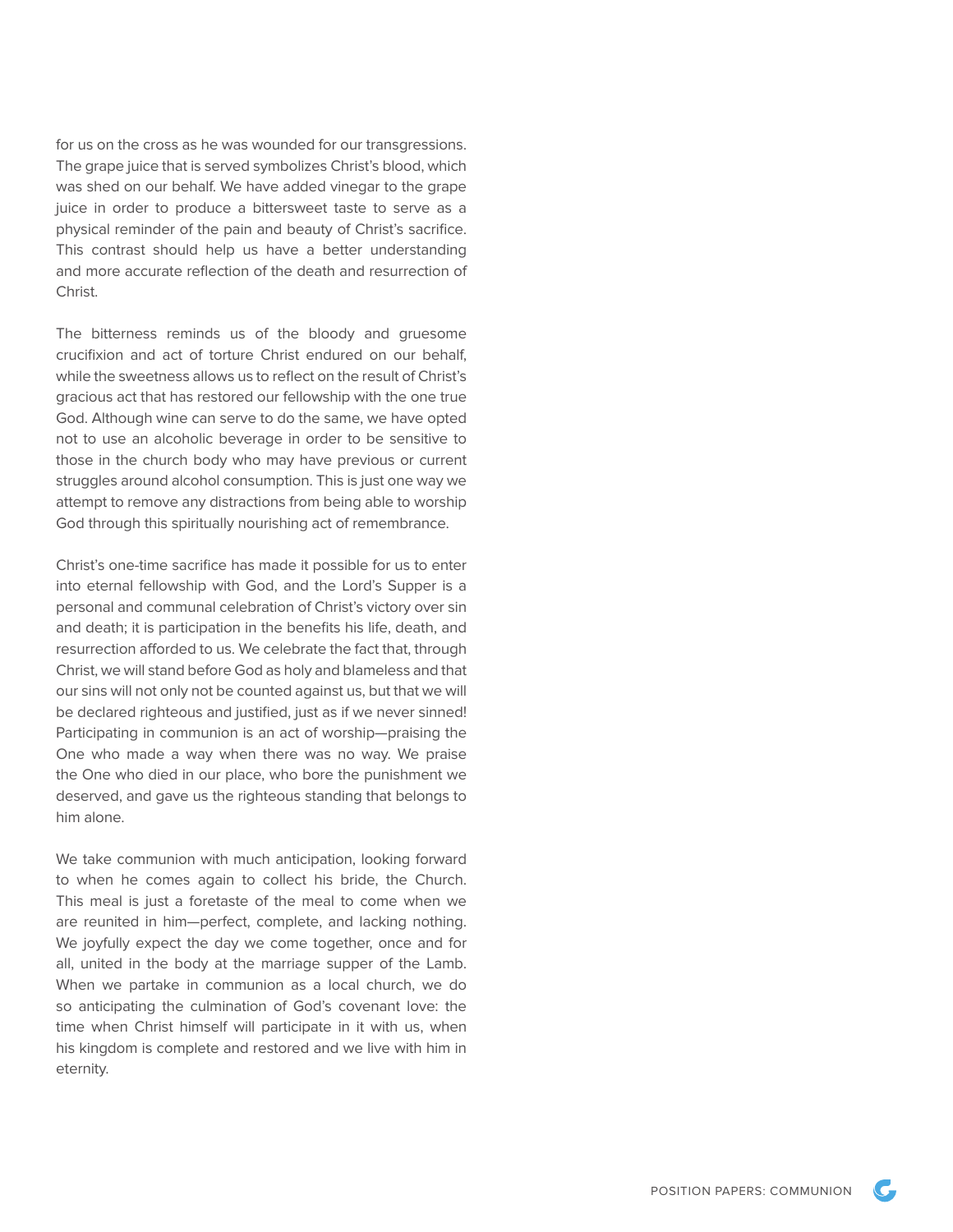for us on the cross as he was wounded for our transgressions. The grape juice that is served symbolizes Christ's blood, which was shed on our behalf. We have added vinegar to the grape juice in order to produce a bittersweet taste to serve as a physical reminder of the pain and beauty of Christ's sacrifice. This contrast should help us have a better understanding and more accurate reflection of the death and resurrection of Christ.

The bitterness reminds us of the bloody and gruesome crucifixion and act of torture Christ endured on our behalf, while the sweetness allows us to reflect on the result of Christ's gracious act that has restored our fellowship with the one true God. Although wine can serve to do the same, we have opted not to use an alcoholic beverage in order to be sensitive to those in the church body who may have previous or current struggles around alcohol consumption. This is just one way we attempt to remove any distractions from being able to worship God through this spiritually nourishing act of remembrance.

Christ's one-time sacrifice has made it possible for us to enter into eternal fellowship with God, and the Lord's Supper is a personal and communal celebration of Christ's victory over sin and death; it is participation in the benefits his life, death, and resurrection afforded to us. We celebrate the fact that, through Christ, we will stand before God as holy and blameless and that our sins will not only not be counted against us, but that we will be declared righteous and justified, just as if we never sinned! Participating in communion is an act of worship—praising the One who made a way when there was no way. We praise the One who died in our place, who bore the punishment we deserved, and gave us the righteous standing that belongs to him alone.

We take communion with much anticipation, looking forward to when he comes again to collect his bride, the Church. This meal is just a foretaste of the meal to come when we are reunited in him—perfect, complete, and lacking nothing. We joyfully expect the day we come together, once and for all, united in the body at the marriage supper of the Lamb. When we partake in communion as a local church, we do so anticipating the culmination of God's covenant love: the time when Christ himself will participate in it with us, when his kingdom is complete and restored and we live with him in eternity.